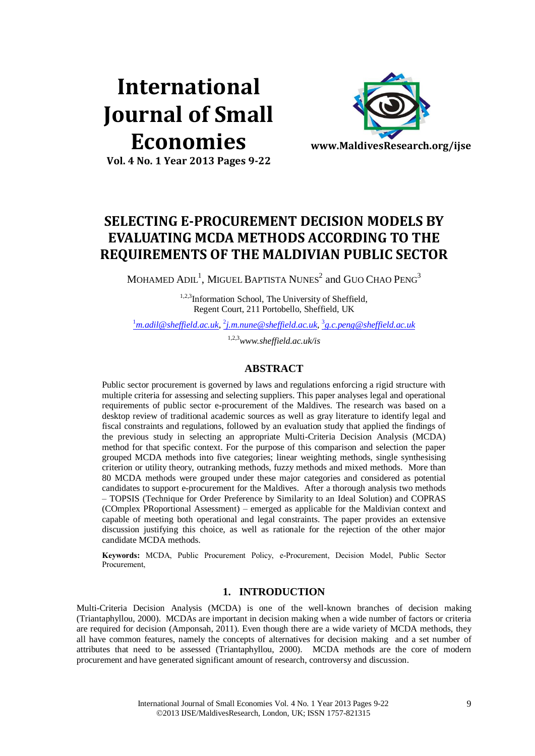# International Journal of Small Economies

**Vol. 4 No. 1 Year 2013 Pages 9-22**

**www.MaldivesResearch.org/ijse**

## SELECTING E-PROCUREMENT DECISION MODELS BY EVALUATING MCDA METHODS ACCORDING TO THE REQUIREMENTS OF THE MALDIVIAN PUBLIC SECTOR

MOHAMED ADIL[1], MIGUEL BAPTISTA NUNES[2] and GUO CHAO PENG[3]

[1,2,3]Information School, The University of Sheffield, Regent Court, 211 Portobello, Sheffield, UK

[1]*m.adil@sheffield.ac.uk*, [2]*j.m.nune@sheffield.ac.uk*, [3]*g.c.peng@sheffield.ac.uk*

[1,2,3]*www.sheffield.ac.uk/is*

### ABSTRACT

Public sector procurement is governed by laws and regulations enforcing a rigid structure with multiple criteria for assessing and selecting suppliers. This paper analyses legal and operational requirements of public sector e-procurement of the Maldives. The research was based on a desktop review of traditional academic sources as well as gray literature to identify legal and fiscal constraints and regulations, followed by an evaluation study that applied the findings of the previous study in selecting an appropriate Multi-Criteria Decision Analysis (MCDA) method for that specific context. For the purpose of this comparison and selection the paper grouped MCDA methods into five categories; linear weighting methods, single synthesising criterion or utility theory, outranking methods, fuzzy methods and mixed methods. More than 80 MCDA methods were grouped under these major categories and considered as potential candidates to support e-procurement for the Maldives. After a thorough analysis two methods – TOPSIS (Technique for Order Preference by Similarity to an Ideal Solution) and COPRAS (COmplex PRoportional Assessment) – emerged as applicable for the Maldivian context and capable of meeting both operational and legal constraints. The paper provides an extensive discussion justifying this choice, as well as rationale for the rejection of the other major candidate MCDA methods.

**Keywords:** MCDA, Public Procurement Policy, e-Procurement, Decision Model, Public Sector Procurement,

### 1. INTRODUCTION

Multi-Criteria Decision Analysis (MCDA) is one of the well-known branches of decision making (Triantaphyllou, 2000). MCDAs are important in decision making when a wide number of factors or criteria are required for decision (Amponsah, 2011). Even though there are a wide variety of MCDA methods, they all have common features, namely the concepts of alternatives for decision making and a set number of attributes that need to be assessed (Triantaphyllou, 2000). MCDA methods are the core of modern procurement and have generated significant amount of research, controversy and discussion.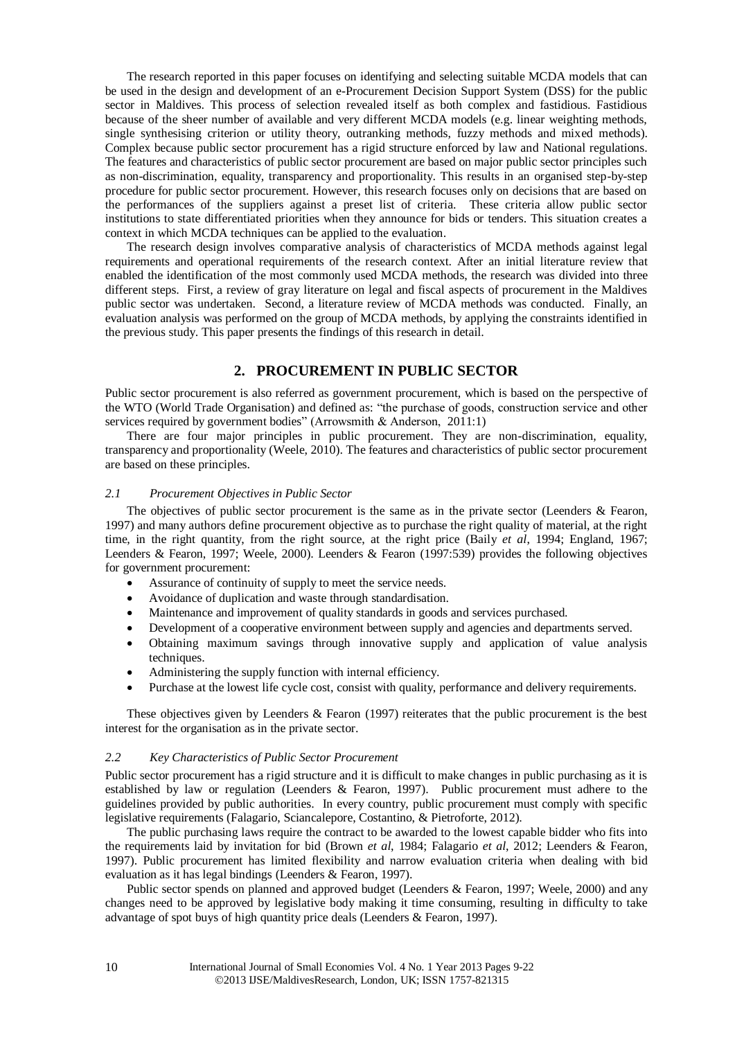The research reported in this paper focuses on identifying and selecting suitable MCDA models that can be used in the design and development of an e-Procurement Decision Support System (DSS) for the public sector in Maldives. This process of selection revealed itself as both complex and fastidious. Fastidious because of the sheer number of available and very different MCDA models (e.g. linear weighting methods, single synthesising criterion or utility theory, outranking methods, fuzzy methods and mixed methods). Complex because public sector procurement has a rigid structure enforced by law and National regulations. The features and characteristics of public sector procurement are based on major public sector principles such as non-discrimination, equality, transparency and proportionality. This results in an organised step-by-step procedure for public sector procurement. However, this research focuses only on decisions that are based on the performances of the suppliers against a preset list of criteria. These criteria allow public sector institutions to state differentiated priorities when they announce for bids or tenders. This situation creates a context in which MCDA techniques can be applied to the evaluation.

The research design involves comparative analysis of characteristics of MCDA methods against legal requirements and operational requirements of the research context. After an initial literature review that enabled the identification of the most commonly used MCDA methods, the research was divided into three different steps. First, a review of gray literature on legal and fiscal aspects of procurement in the Maldives public sector was undertaken. Second, a literature review of MCDA methods was conducted. Finally, an evaluation analysis was performed on the group of MCDA methods, by applying the constraints identified in the previous study. This paper presents the findings of this research in detail.

## 2. PROCUREMENT IN PUBLIC SECTOR

Public sector procurement is also referred as government procurement, which is based on the perspective of the WTO (World Trade Organisation) and defined as: "the purchase of goods, construction service and other services required by government bodies" (Arrowsmith & Anderson, 2011:1)

There are four major principles in public procurement. They are non-discrimination, equality, transparency and proportionality (Weele, 2010). The features and characteristics of public sector procurement are based on these principles.

### *2.1 Procurement Objectives in Public Sector*

The objectives of public sector procurement is the same as in the private sector (Leenders & Fearon, 1997) and many authors define procurement objective as to purchase the right quality of material, at the right time, in the right quantity, from the right source, at the right price (Baily *et al*, 1994; England, 1967; Leenders & Fearon, 1997; Weele, 2000). Leenders & Fearon (1997:539) provides the following objectives for government procurement:

- Assurance of continuity of supply to meet the service needs.
- Avoidance of duplication and waste through standardisation.
- Maintenance and improvement of quality standards in goods and services purchased.
- Development of a cooperative environment between supply and agencies and departments served.
- Obtaining maximum savings through innovative supply and application of value analysis techniques.
- Administering the supply function with internal efficiency.
- Purchase at the lowest life cycle cost, consist with quality, performance and delivery requirements.

These objectives given by Leenders & Fearon (1997) reiterates that the public procurement is the best interest for the organisation as in the private sector.

### *2.2 Key Characteristics of Public Sector Procurement*

Public sector procurement has a rigid structure and it is difficult to make changes in public purchasing as it is established by law or regulation (Leenders & Fearon, 1997). Public procurement must adhere to the guidelines provided by public authorities. In every country, public procurement must comply with specific legislative requirements (Falagario, Sciancalepore, Costantino, & Pietroforte, 2012).

The public purchasing laws require the contract to be awarded to the lowest capable bidder who fits into the requirements laid by invitation for bid (Brown *et al*, 1984; Falagario *et al*, 2012; Leenders & Fearon, 1997). Public procurement has limited flexibility and narrow evaluation criteria when dealing with bid evaluation as it has legal bindings (Leenders & Fearon, 1997).

Public sector spends on planned and approved budget (Leenders & Fearon, 1997; Weele, 2000) and any changes need to be approved by legislative body making it time consuming, resulting in difficulty to take advantage of spot buys of high quantity price deals (Leenders & Fearon, 1997).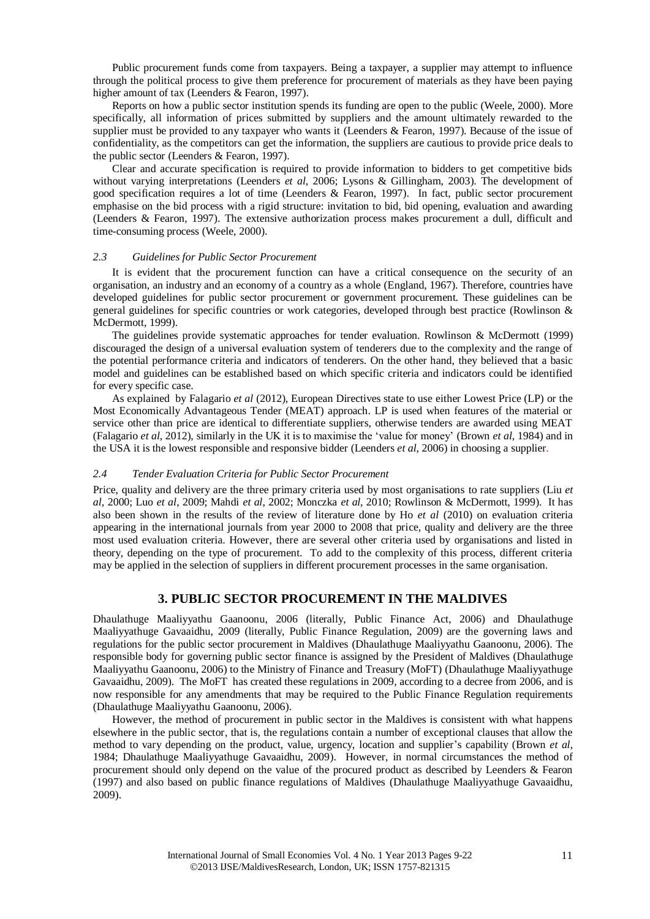Public procurement funds come from taxpayers. Being a taxpayer, a supplier may attempt to influence through the political process to give them preference for procurement of materials as they have been paying higher amount of tax (Leenders & Fearon, 1997).

Reports on how a public sector institution spends its funding are open to the public (Weele, 2000). More specifically, all information of prices submitted by suppliers and the amount ultimately rewarded to the supplier must be provided to any taxpayer who wants it (Leenders & Fearon, 1997). Because of the issue of confidentiality, as the competitors can get the information, the suppliers are cautious to provide price deals to the public sector (Leenders & Fearon, 1997).

Clear and accurate specification is required to provide information to bidders to get competitive bids without varying interpretations (Leenders *et al*, 2006; Lysons & Gillingham, 2003). The development of good specification requires a lot of time (Leenders & Fearon, 1997). In fact, public sector procurement emphasise on the bid process with a rigid structure: invitation to bid, bid opening, evaluation and awarding (Leenders & Fearon, 1997). The extensive authorization process makes procurement a dull, difficult and time-consuming process (Weele, 2000).

### *2.3 Guidelines for Public Sector Procurement*

It is evident that the procurement function can have a critical consequence on the security of an organisation, an industry and an economy of a country as a whole (England, 1967). Therefore, countries have developed guidelines for public sector procurement or government procurement. These guidelines can be general guidelines for specific countries or work categories, developed through best practice (Rowlinson & McDermott, 1999).

The guidelines provide systematic approaches for tender evaluation. Rowlinson & McDermott (1999) discouraged the design of a universal evaluation system of tenderers due to the complexity and the range of the potential performance criteria and indicators of tenderers. On the other hand, they believed that a basic model and guidelines can be established based on which specific criteria and indicators could be identified for every specific case.

As explained by Falagario *et al* (2012), European Directives state to use either Lowest Price (LP) or the Most Economically Advantageous Tender (MEAT) approach. LP is used when features of the material or service other than price are identical to differentiate suppliers, otherwise tenders are awarded using MEAT (Falagario *et al*, 2012), similarly in the UK it is to maximise the 'value for money' (Brown *et al*, 1984) and in the USA it is the lowest responsible and responsive bidder (Leenders *et al*, 2006) in choosing a supplier.

### *2.4 Tender Evaluation Criteria for Public Sector Procurement*

Price, quality and delivery are the three primary criteria used by most organisations to rate suppliers (Liu *et al*, 2000; Luo *et al*, 2009; Mahdi *et al*, 2002; Monczka *et al*, 2010; Rowlinson & McDermott, 1999). It has also been shown in the results of the review of literature done by Ho *et al* (2010) on evaluation criteria appearing in the international journals from year 2000 to 2008 that price, quality and delivery are the three most used evaluation criteria. However, there are several other criteria used by organisations and listed in theory, depending on the type of procurement. To add to the complexity of this process, different criteria may be applied in the selection of suppliers in different procurement processes in the same organisation.

## 3. PUBLIC SECTOR PROCUREMENT IN THE MALDIVES

Dhaulathuge Maaliyyathu Gaanoonu, 2006 (literally, Public Finance Act, 2006) and Dhaulathuge Maaliyyathuge Gavaaidhu, 2009 (literally, Public Finance Regulation, 2009) are the governing laws and regulations for the public sector procurement in Maldives (Dhaulathuge Maaliyyathu Gaanoonu, 2006). The responsible body for governing public sector finance is assigned by the President of Maldives (Dhaulathuge Maaliyyathu Gaanoonu, 2006) to the Ministry of Finance and Treasury (MoFT) (Dhaulathuge Maaliyyathuge Gavaaidhu, 2009). The MoFT has created these regulations in 2009, according to a decree from 2006, and is now responsible for any amendments that may be required to the Public Finance Regulation requirements (Dhaulathuge Maaliyyathu Gaanoonu, 2006).

However, the method of procurement in public sector in the Maldives is consistent with what happens elsewhere in the public sector, that is, the regulations contain a number of exceptional clauses that allow the method to vary depending on the product, value, urgency, location and supplier's capability (Brown *et al*, 1984; Dhaulathuge Maaliyyathuge Gavaaidhu, 2009). However, in normal circumstances the method of procurement should only depend on the value of the procured product as described by Leenders & Fearon (1997) and also based on public finance regulations of Maldives (Dhaulathuge Maaliyyathuge Gavaaidhu, 2009).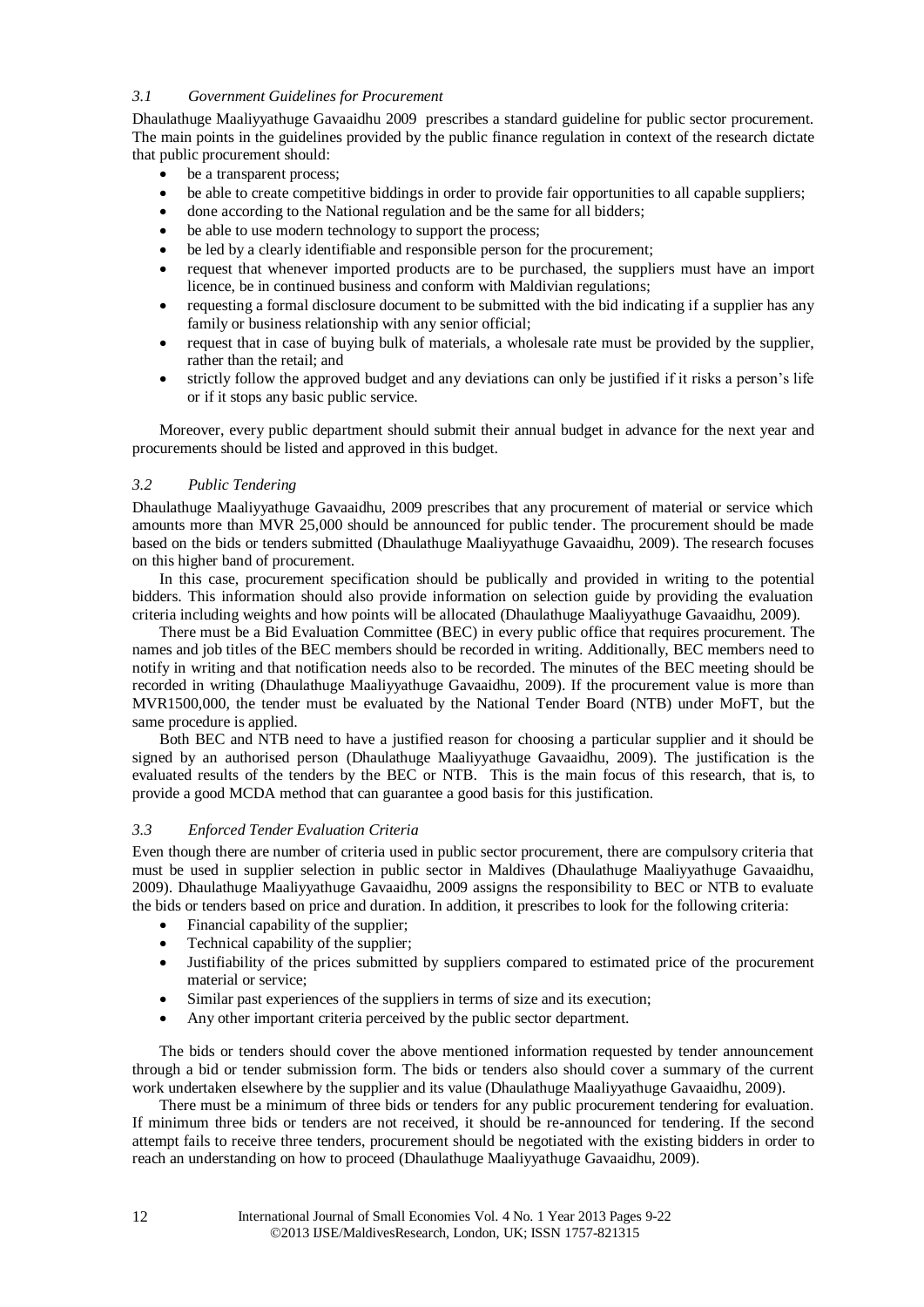### *3.1 Government Guidelines for Procurement*

Dhaulathuge Maaliyyathuge Gavaaidhu 2009 prescribes a standard guideline for public sector procurement. The main points in the guidelines provided by the public finance regulation in context of the research dictate that public procurement should:

- be a transparent process;
- be able to create competitive biddings in order to provide fair opportunities to all capable suppliers;
- done according to the National regulation and be the same for all bidders;
- be able to use modern technology to support the process;
- be led by a clearly identifiable and responsible person for the procurement;
- request that whenever imported products are to be purchased, the suppliers must have an import licence, be in continued business and conform with Maldivian regulations;
- requesting a formal disclosure document to be submitted with the bid indicating if a supplier has any family or business relationship with any senior official;
- request that in case of buying bulk of materials, a wholesale rate must be provided by the supplier, rather than the retail; and
- strictly follow the approved budget and any deviations can only be justified if it risks a person's life or if it stops any basic public service.

Moreover, every public department should submit their annual budget in advance for the next year and procurements should be listed and approved in this budget.

### *3.2 Public Tendering*

Dhaulathuge Maaliyyathuge Gavaaidhu, 2009 prescribes that any procurement of material or service which amounts more than MVR 25,000 should be announced for public tender. The procurement should be made based on the bids or tenders submitted (Dhaulathuge Maaliyyathuge Gavaaidhu, 2009). The research focuses on this higher band of procurement.

In this case, procurement specification should be publically and provided in writing to the potential bidders. This information should also provide information on selection guide by providing the evaluation criteria including weights and how points will be allocated (Dhaulathuge Maaliyyathuge Gavaaidhu, 2009).

There must be a Bid Evaluation Committee (BEC) in every public office that requires procurement. The names and job titles of the BEC members should be recorded in writing. Additionally, BEC members need to notify in writing and that notification needs also to be recorded. The minutes of the BEC meeting should be recorded in writing (Dhaulathuge Maaliyyathuge Gavaaidhu, 2009). If the procurement value is more than MVR1500,000, the tender must be evaluated by the National Tender Board (NTB) under MoFT, but the same procedure is applied.

Both BEC and NTB need to have a justified reason for choosing a particular supplier and it should be signed by an authorised person (Dhaulathuge Maaliyyathuge Gavaaidhu, 2009). The justification is the evaluated results of the tenders by the BEC or NTB. This is the main focus of this research, that is, to provide a good MCDA method that can guarantee a good basis for this justification.

### *3.3 Enforced Tender Evaluation Criteria*

Even though there are number of criteria used in public sector procurement, there are compulsory criteria that must be used in supplier selection in public sector in Maldives (Dhaulathuge Maaliyyathuge Gavaaidhu, 2009). Dhaulathuge Maaliyyathuge Gavaaidhu, 2009 assigns the responsibility to BEC or NTB to evaluate the bids or tenders based on price and duration. In addition, it prescribes to look for the following criteria:

- Financial capability of the supplier;
- Technical capability of the supplier;
- Justifiability of the prices submitted by suppliers compared to estimated price of the procurement material or service;
- Similar past experiences of the suppliers in terms of size and its execution;
- Any other important criteria perceived by the public sector department.

The bids or tenders should cover the above mentioned information requested by tender announcement through a bid or tender submission form. The bids or tenders also should cover a summary of the current work undertaken elsewhere by the supplier and its value (Dhaulathuge Maaliyyathuge Gavaaidhu, 2009).

There must be a minimum of three bids or tenders for any public procurement tendering for evaluation. If minimum three bids or tenders are not received, it should be re-announced for tendering. If the second attempt fails to receive three tenders, procurement should be negotiated with the existing bidders in order to reach an understanding on how to proceed (Dhaulathuge Maaliyyathuge Gavaaidhu, 2009).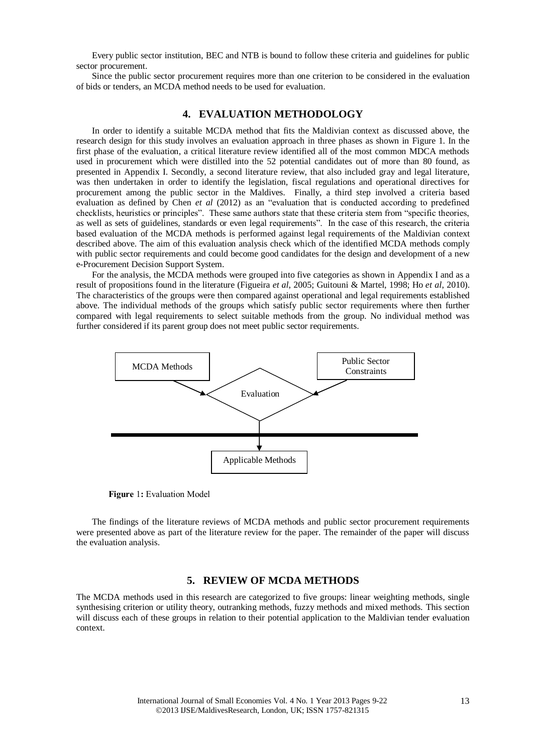Every public sector institution, BEC and NTB is bound to follow these criteria and guidelines for public sector procurement.

Since the public sector procurement requires more than one criterion to be considered in the evaluation of bids or tenders, an MCDA method needs to be used for evaluation.

## 4. EVALUATION METHODOLOGY

In order to identify a suitable MCDA method that fits the Maldivian context as discussed above, the research design for this study involves an evaluation approach in three phases as shown in Figure 1. In the first phase of the evaluation, a critical literature review identified all of the most common MDCA methods used in procurement which were distilled into the 52 potential candidates out of more than 80 found, as presented in Appendix I. Secondly, a second literature review, that also included gray and legal literature, was then undertaken in order to identify the legislation, fiscal regulations and operational directives for procurement among the public sector in the Maldives. Finally, a third step involved a criteria based evaluation as defined by Chen *et al* (2012) as an "evaluation that is conducted according to predefined checklists, heuristics or principles". These same authors state that these criteria stem from "specific theories, as well as sets of guidelines, standards or even legal requirements". In the case of this research, the criteria based evaluation of the MCDA methods is performed against legal requirements of the Maldivian context described above. The aim of this evaluation analysis check which of the identified MCDA methods comply with public sector requirements and could become good candidates for the design and development of a new e-Procurement Decision Support System.

For the analysis, the MCDA methods were grouped into five categories as shown in Appendix I and as a result of propositions found in the literature (Figueira *et al*, 2005; Guitouni & Martel, 1998; Ho *et al*, 2010). The characteristics of the groups were then compared against operational and legal requirements established above. The individual methods of the groups which satisfy public sector requirements where then further compared with legal requirements to select suitable methods from the group. No individual method was further considered if its parent group does not meet public sector requirements.

MCDA Methods → Evaluation ← Public Sector Constraints

Evaluation → Applicable Methods

**Figure** 1**:** Evaluation Model

The findings of the literature reviews of MCDA methods and public sector procurement requirements were presented above as part of the literature review for the paper. The remainder of the paper will discuss the evaluation analysis.

## 5. REVIEW OF MCDA METHODS

The MCDA methods used in this research are categorized to five groups: linear weighting methods, single synthesising criterion or utility theory, outranking methods, fuzzy methods and mixed methods. This section will discuss each of these groups in relation to their potential application to the Maldivian tender evaluation context.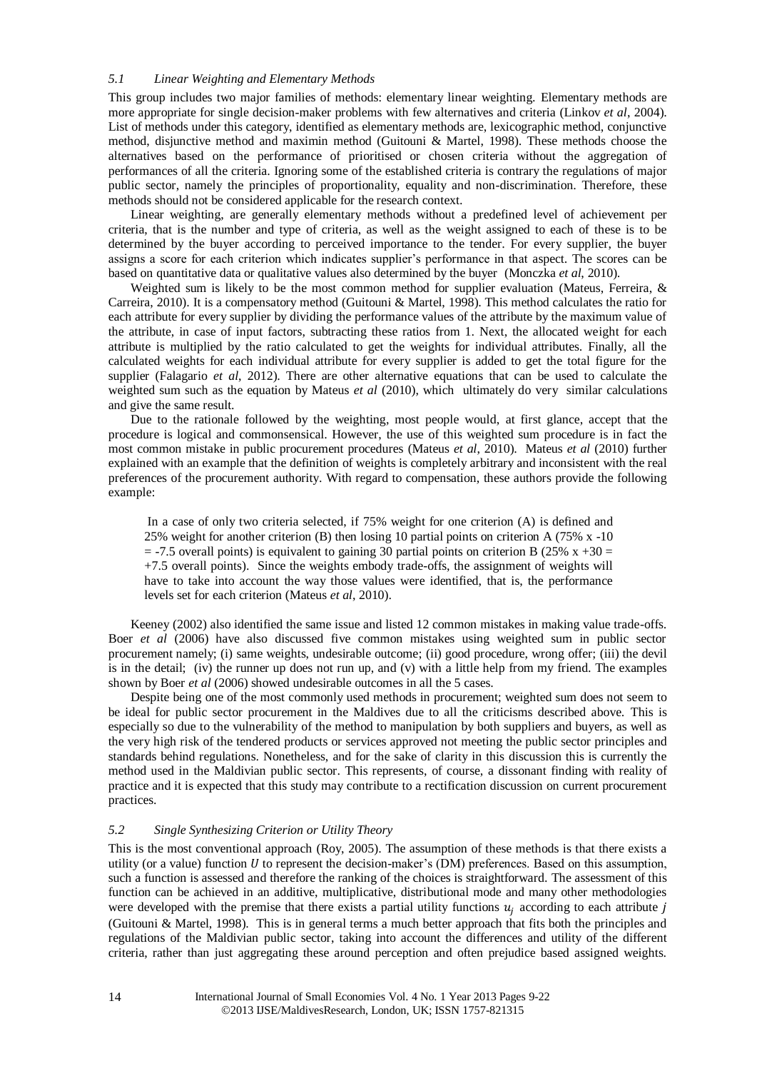### *5.1 Linear Weighting and Elementary Methods*

This group includes two major families of methods: elementary linear weighting. Elementary methods are more appropriate for single decision-maker problems with few alternatives and criteria (Linkov *et al*, 2004). List of methods under this category, identified as elementary methods are, lexicographic method, conjunctive method, disjunctive method and maximin method (Guitouni & Martel, 1998). These methods choose the alternatives based on the performance of prioritised or chosen criteria without the aggregation of performances of all the criteria. Ignoring some of the established criteria is contrary the regulations of major public sector, namely the principles of proportionality, equality and non-discrimination. Therefore, these methods should not be considered applicable for the research context.

Linear weighting, are generally elementary methods without a predefined level of achievement per criteria, that is the number and type of criteria, as well as the weight assigned to each of these is to be determined by the buyer according to perceived importance to the tender. For every supplier, the buyer assigns a score for each criterion which indicates supplier's performance in that aspect. The scores can be based on quantitative data or qualitative values also determined by the buyer (Monczka *et al*, 2010).

Weighted sum is likely to be the most common method for supplier evaluation (Mateus, Ferreira, & Carreira, 2010). It is a compensatory method (Guitouni & Martel, 1998). This method calculates the ratio for each attribute for every supplier by dividing the performance values of the attribute by the maximum value of the attribute, in case of input factors, subtracting these ratios from 1. Next, the allocated weight for each attribute is multiplied by the ratio calculated to get the weights for individual attributes. Finally, all the calculated weights for each individual attribute for every supplier is added to get the total figure for the supplier (Falagario *et al*, 2012). There are other alternative equations that can be used to calculate the weighted sum such as the equation by Mateus *et al* (2010), which ultimately do very similar calculations and give the same result.

Due to the rationale followed by the weighting, most people would, at first glance, accept that the procedure is logical and commonsensical. However, the use of this weighted sum procedure is in fact the most common mistake in public procurement procedures (Mateus *et al*, 2010). Mateus *et al* (2010) further explained with an example that the definition of weights is completely arbitrary and inconsistent with the real preferences of the procurement authority. With regard to compensation, these authors provide the following example:

> In a case of only two criteria selected, if 75% weight for one criterion (A) is defined and 25% weight for another criterion (B) then losing 10 partial points on criterion A (75% x -10 = -7.5 overall points) is equivalent to gaining 30 partial points on criterion B (25% x +30 = +7.5 overall points). Since the weights embody trade-offs, the assignment of weights will have to take into account the way those values were identified, that is, the performance levels set for each criterion (Mateus *et al*, 2010).

Keeney (2002) also identified the same issue and listed 12 common mistakes in making value trade-offs. Boer *et al* (2006) have also discussed five common mistakes using weighted sum in public sector procurement namely; (i) same weights, undesirable outcome; (ii) good procedure, wrong offer; (iii) the devil is in the detail; (iv) the runner up does not run up, and (v) with a little help from my friend. The examples shown by Boer *et al* (2006) showed undesirable outcomes in all the 5 cases.

Despite being one of the most commonly used methods in procurement; weighted sum does not seem to be ideal for public sector procurement in the Maldives due to all the criticisms described above. This is especially so due to the vulnerability of the method to manipulation by both suppliers and buyers, as well as the very high risk of the tendered products or services approved not meeting the public sector principles and standards behind regulations. Nonetheless, and for the sake of clarity in this discussion this is currently the method used in the Maldivian public sector. This represents, of course, a dissonant finding with reality of practice and it is expected that this study may contribute to a rectification discussion on current procurement practices.

### *5.2 Single Synthesizing Criterion or Utility Theory*

This is the most conventional approach (Roy, 2005). The assumption of these methods is that there exists a utility (or a value) function $U$ to represent the decision-maker's (DM) preferences. Based on this assumption, such a function is assessed and therefore the ranking of the choices is straightforward. The assessment of this function can be achieved in an additive, multiplicative, distributional mode and many other methodologies were developed with the premise that there exists a partial utility functions $u_j$ according to each attribute $j$ (Guitouni & Martel, 1998). This is in general terms a much better approach that fits both the principles and regulations of the Maldivian public sector, taking into account the differences and utility of the different criteria, rather than just aggregating these around perception and often prejudice based assigned weights.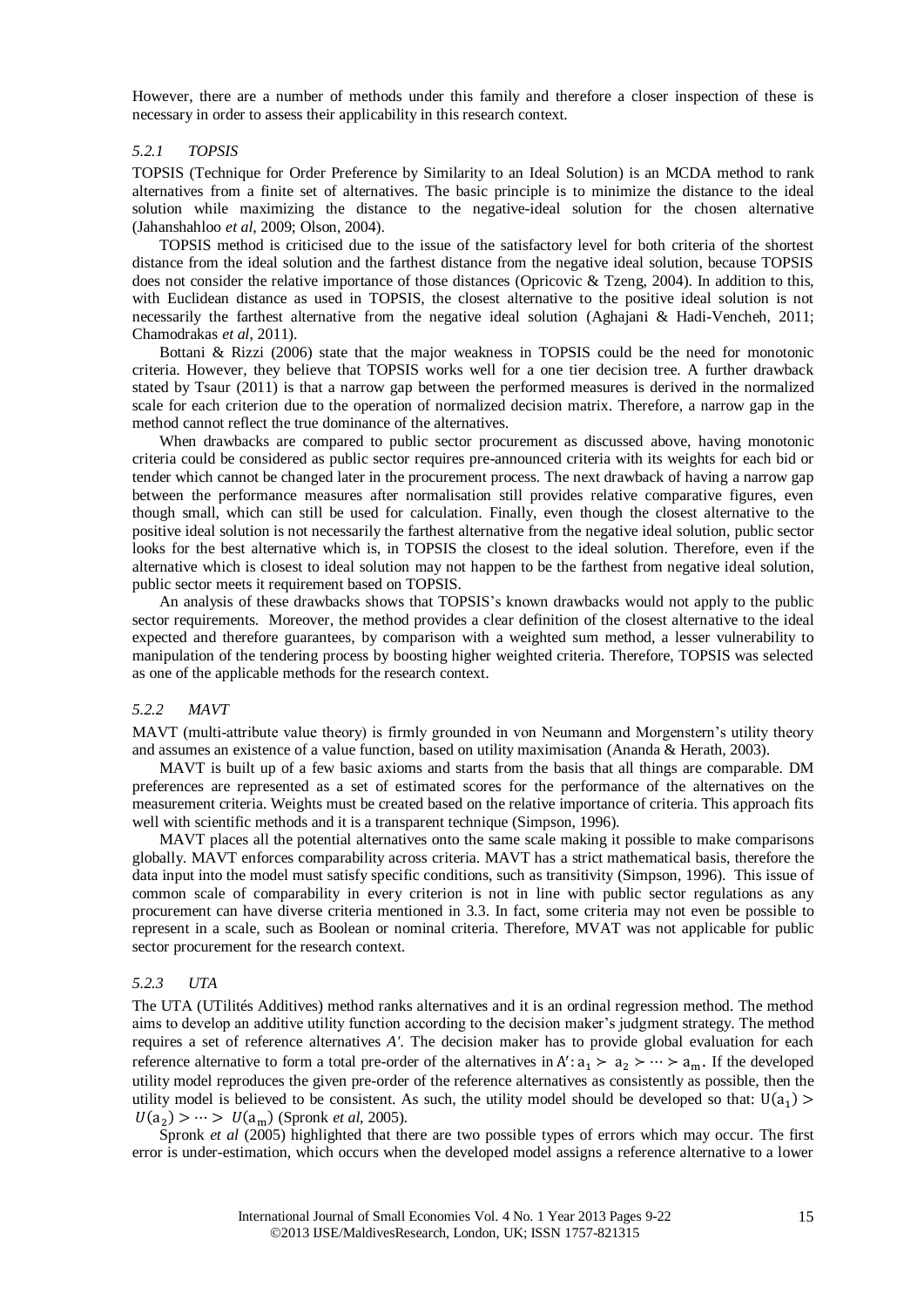However, there are a number of methods under this family and therefore a closer inspection of these is necessary in order to assess their applicability in this research context.

### *5.2.1 TOPSIS*

TOPSIS (Technique for Order Preference by Similarity to an Ideal Solution) is an MCDA method to rank alternatives from a finite set of alternatives. The basic principle is to minimize the distance to the ideal solution while maximizing the distance to the negative-ideal solution for the chosen alternative (Jahanshahloo *et al*, 2009; Olson, 2004).

TOPSIS method is criticised due to the issue of the satisfactory level for both criteria of the shortest distance from the ideal solution and the farthest distance from the negative ideal solution, because TOPSIS does not consider the relative importance of those distances (Opricovic & Tzeng, 2004). In addition to this, with Euclidean distance as used in TOPSIS, the closest alternative to the positive ideal solution is not necessarily the farthest alternative from the negative ideal solution (Aghajani & Hadi-Vencheh, 2011; Chamodrakas *et al*, 2011).

Bottani & Rizzi (2006) state that the major weakness in TOPSIS could be the need for monotonic criteria. However, they believe that TOPSIS works well for a one tier decision tree. A further drawback stated by Tsaur (2011) is that a narrow gap between the performed measures is derived in the normalized scale for each criterion due to the operation of normalized decision matrix. Therefore, a narrow gap in the method cannot reflect the true dominance of the alternatives.

When drawbacks are compared to public sector procurement as discussed above, having monotonic criteria could be considered as public sector requires pre-announced criteria with its weights for each bid or tender which cannot be changed later in the procurement process. The next drawback of having a narrow gap between the performance measures after normalisation still provides relative comparative figures, even though small, which can still be used for calculation. Finally, even though the closest alternative to the positive ideal solution is not necessarily the farthest alternative from the negative ideal solution, public sector looks for the best alternative which is, in TOPSIS the closest to the ideal solution. Therefore, even if the alternative which is closest to ideal solution may not happen to be the farthest from negative ideal solution, public sector meets it requirement based on TOPSIS.

An analysis of these drawbacks shows that TOPSIS's known drawbacks would not apply to the public sector requirements. Moreover, the method provides a clear definition of the closest alternative to the ideal expected and therefore guarantees, by comparison with a weighted sum method, a lesser vulnerability to manipulation of the tendering process by boosting higher weighted criteria. Therefore, TOPSIS was selected as one of the applicable methods for the research context.

### *5.2.2 MAVT*

MAVT (multi-attribute value theory) is firmly grounded in von Neumann and Morgenstern's utility theory and assumes an existence of a value function, based on utility maximisation (Ananda & Herath, 2003).

MAVT is built up of a few basic axioms and starts from the basis that all things are comparable. DM preferences are represented as a set of estimated scores for the performance of the alternatives on the measurement criteria. Weights must be created based on the relative importance of criteria. This approach fits well with scientific methods and it is a transparent technique (Simpson, 1996).

MAVT places all the potential alternatives onto the same scale making it possible to make comparisons globally. MAVT enforces comparability across criteria. MAVT has a strict mathematical basis, therefore the data input into the model must satisfy specific conditions, such as transitivity (Simpson, 1996). This issue of common scale of comparability in every criterion is not in line with public sector regulations as any procurement can have diverse criteria mentioned in 3.3. In fact, some criteria may not even be possible to represent in a scale, such as Boolean or nominal criteria. Therefore, MVAT was not applicable for public sector procurement for the research context.

### *5.2.3 UTA*

The UTA (UTilités Additives) method ranks alternatives and it is an ordinal regression method. The method aims to develop an additive utility function according to the decision maker's judgment strategy. The method requires a set of reference alternatives *A'*. The decision maker has to provide global evaluation for each reference alternative to form a total pre-order of the alternatives in $A': a_1 \succ a_2 \succ \cdots \succ a_m$. If the developed utility model reproduces the given pre-order of the reference alternatives as consistently as possible, then the utility model is believed to be consistent. As such, the utility model should be developed so that: $U(a_1) > U(a_2) > \cdots > U(a_m)$ (Spronk *et al*, 2005).

Spronk *et al* (2005) highlighted that there are two possible types of errors which may occur. The first error is under-estimation, which occurs when the developed model assigns a reference alternative to a lower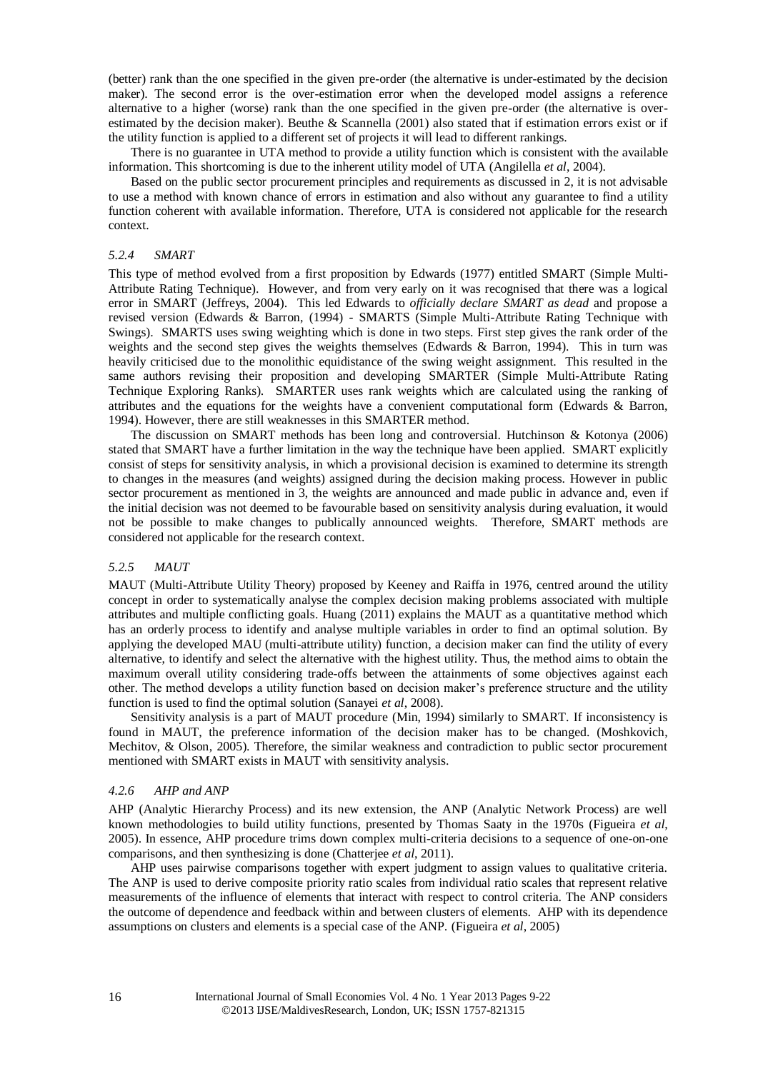(better) rank than the one specified in the given pre-order (the alternative is under-estimated by the decision maker). The second error is the over-estimation error when the developed model assigns a reference alternative to a higher (worse) rank than the one specified in the given pre-order (the alternative is over-estimated by the decision maker). Beuthe & Scannella (2001) also stated that if estimation errors exist or if the utility function is applied to a different set of projects it will lead to different rankings.

There is no guarantee in UTA method to provide a utility function which is consistent with the available information. This shortcoming is due to the inherent utility model of UTA (Angilella *et al*, 2004).

Based on the public sector procurement principles and requirements as discussed in 2, it is not advisable to use a method with known chance of errors in estimation and also without any guarantee to find a utility function coherent with available information. Therefore, UTA is considered not applicable for the research context.

### *5.2.4 SMART*

This type of method evolved from a first proposition by Edwards (1977) entitled SMART (Simple Multi-Attribute Rating Technique). However, and from very early on it was recognised that there was a logical error in SMART (Jeffreys, 2004). This led Edwards to *officially declare SMART as dead* and propose a revised version (Edwards & Barron, (1994) - SMARTS (Simple Multi-Attribute Rating Technique with Swings). SMARTS uses swing weighting which is done in two steps. First step gives the rank order of the weights and the second step gives the weights themselves (Edwards & Barron, 1994). This in turn was heavily criticised due to the monolithic equidistance of the swing weight assignment. This resulted in the same authors revising their proposition and developing SMARTER (Simple Multi-Attribute Rating Technique Exploring Ranks). SMARTER uses rank weights which are calculated using the ranking of attributes and the equations for the weights have a convenient computational form (Edwards & Barron, 1994). However, there are still weaknesses in this SMARTER method.

The discussion on SMART methods has been long and controversial. Hutchinson & Kotonya (2006) stated that SMART have a further limitation in the way the technique have been applied. SMART explicitly consist of steps for sensitivity analysis, in which a provisional decision is examined to determine its strength to changes in the measures (and weights) assigned during the decision making process. However in public sector procurement as mentioned in 3, the weights are announced and made public in advance and, even if the initial decision was not deemed to be favourable based on sensitivity analysis during evaluation, it would not be possible to make changes to publically announced weights. Therefore, SMART methods are considered not applicable for the research context.

### *5.2.5 MAUT*

MAUT (Multi-Attribute Utility Theory) proposed by Keeney and Raiffa in 1976, centred around the utility concept in order to systematically analyse the complex decision making problems associated with multiple attributes and multiple conflicting goals. Huang (2011) explains the MAUT as a quantitative method which has an orderly process to identify and analyse multiple variables in order to find an optimal solution. By applying the developed MAU (multi-attribute utility) function, a decision maker can find the utility of every alternative, to identify and select the alternative with the highest utility. Thus, the method aims to obtain the maximum overall utility considering trade-offs between the attainments of some objectives against each other. The method develops a utility function based on decision maker's preference structure and the utility function is used to find the optimal solution (Sanayei *et al*, 2008).

Sensitivity analysis is a part of MAUT procedure (Min, 1994) similarly to SMART. If inconsistency is found in MAUT, the preference information of the decision maker has to be changed. (Moshkovich, Mechitov, & Olson, 2005). Therefore, the similar weakness and contradiction to public sector procurement mentioned with SMART exists in MAUT with sensitivity analysis.

### *4.2.6 AHP and ANP*

AHP (Analytic Hierarchy Process) and its new extension, the ANP (Analytic Network Process) are well known methodologies to build utility functions, presented by Thomas Saaty in the 1970s (Figueira *et al*, 2005). In essence, AHP procedure trims down complex multi-criteria decisions to a sequence of one-on-one comparisons, and then synthesizing is done (Chatterjee *et al*, 2011).

AHP uses pairwise comparisons together with expert judgment to assign values to qualitative criteria. The ANP is used to derive composite priority ratio scales from individual ratio scales that represent relative measurements of the influence of elements that interact with respect to control criteria. The ANP considers the outcome of dependence and feedback within and between clusters of elements. AHP with its dependence assumptions on clusters and elements is a special case of the ANP. (Figueira *et al*, 2005)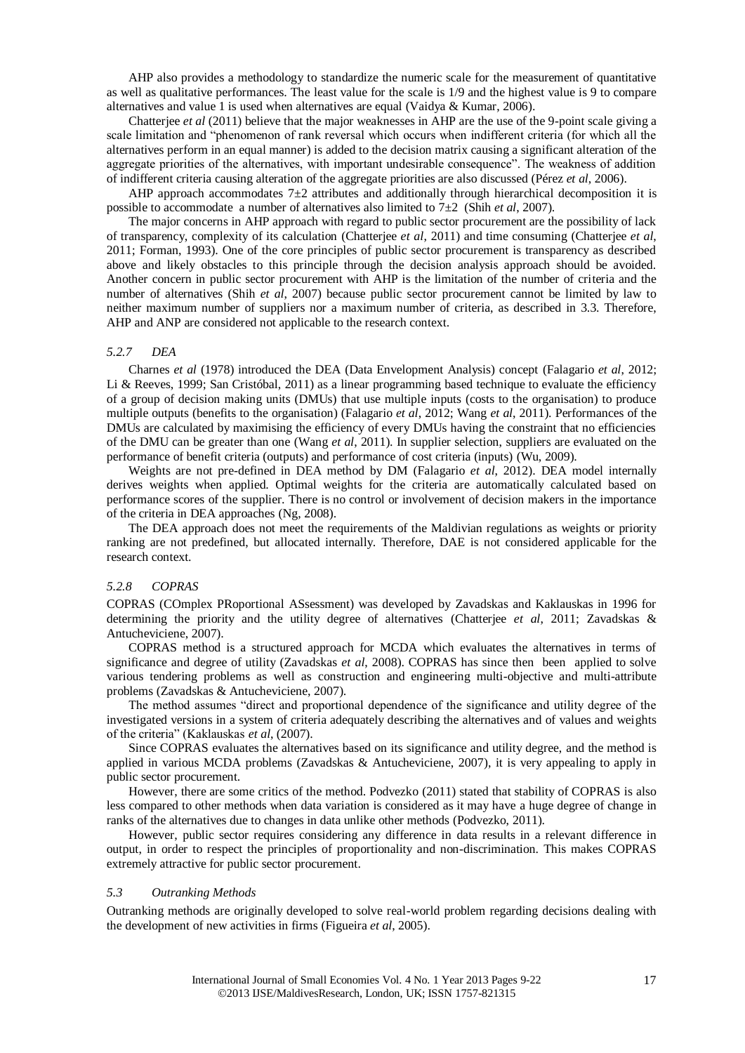AHP also provides a methodology to standardize the numeric scale for the measurement of quantitative as well as qualitative performances. The least value for the scale is 1/9 and the highest value is 9 to compare alternatives and value 1 is used when alternatives are equal (Vaidya & Kumar, 2006).

Chatterjee *et al* (2011) believe that the major weaknesses in AHP are the use of the 9-point scale giving a scale limitation and "phenomenon of rank reversal which occurs when indifferent criteria (for which all the alternatives perform in an equal manner) is added to the decision matrix causing a significant alteration of the aggregate priorities of the alternatives, with important undesirable consequence". The weakness of addition of indifferent criteria causing alteration of the aggregate priorities are also discussed (Pérez *et al*, 2006).

AHP approach accommodates 7±2 attributes and additionally through hierarchical decomposition it is possible to accommodate a number of alternatives also limited to 7±2 (Shih *et al*, 2007).

The major concerns in AHP approach with regard to public sector procurement are the possibility of lack of transparency, complexity of its calculation (Chatterjee *et al*, 2011) and time consuming (Chatterjee *et al*, 2011; Forman, 1993). One of the core principles of public sector procurement is transparency as described above and likely obstacles to this principle through the decision analysis approach should be avoided. Another concern in public sector procurement with AHP is the limitation of the number of criteria and the number of alternatives (Shih *et al*, 2007) because public sector procurement cannot be limited by law to neither maximum number of suppliers nor a maximum number of criteria, as described in 3.3. Therefore, AHP and ANP are considered not applicable to the research context.

### *5.2.7 DEA*

Charnes *et al* (1978) introduced the DEA (Data Envelopment Analysis) concept (Falagario *et al*, 2012; Li & Reeves, 1999; San Cristóbal, 2011) as a linear programming based technique to evaluate the efficiency of a group of decision making units (DMUs) that use multiple inputs (costs to the organisation) to produce multiple outputs (benefits to the organisation) (Falagario *et al*, 2012; Wang *et al*, 2011). Performances of the DMUs are calculated by maximising the efficiency of every DMUs having the constraint that no efficiencies of the DMU can be greater than one (Wang *et al*, 2011). In supplier selection, suppliers are evaluated on the performance of benefit criteria (outputs) and performance of cost criteria (inputs) (Wu, 2009).

Weights are not pre-defined in DEA method by DM (Falagario *et al*, 2012). DEA model internally derives weights when applied. Optimal weights for the criteria are automatically calculated based on performance scores of the supplier. There is no control or involvement of decision makers in the importance of the criteria in DEA approaches (Ng, 2008).

The DEA approach does not meet the requirements of the Maldivian regulations as weights or priority ranking are not predefined, but allocated internally. Therefore, DAE is not considered applicable for the research context.

### *5.2.8 COPRAS*

COPRAS (COmplex PRoportional ASsessment) was developed by Zavadskas and Kaklauskas in 1996 for determining the priority and the utility degree of alternatives (Chatterjee *et al*, 2011; Zavadskas & Antucheviciene, 2007).

COPRAS method is a structured approach for MCDA which evaluates the alternatives in terms of significance and degree of utility (Zavadskas *et al*, 2008). COPRAS has since then been applied to solve various tendering problems as well as construction and engineering multi-objective and multi-attribute problems (Zavadskas & Antucheviciene, 2007).

The method assumes "direct and proportional dependence of the significance and utility degree of the investigated versions in a system of criteria adequately describing the alternatives and of values and weights of the criteria" (Kaklauskas *et al*, (2007).

Since COPRAS evaluates the alternatives based on its significance and utility degree, and the method is applied in various MCDA problems (Zavadskas & Antucheviciene, 2007), it is very appealing to apply in public sector procurement.

However, there are some critics of the method. Podvezko (2011) stated that stability of COPRAS is also less compared to other methods when data variation is considered as it may have a huge degree of change in ranks of the alternatives due to changes in data unlike other methods (Podvezko, 2011).

However, public sector requires considering any difference in data results in a relevant difference in output, in order to respect the principles of proportionality and non-discrimination. This makes COPRAS extremely attractive for public sector procurement.

## *5.3 Outranking Methods*

Outranking methods are originally developed to solve real-world problem regarding decisions dealing with the development of new activities in firms (Figueira *et al*, 2005).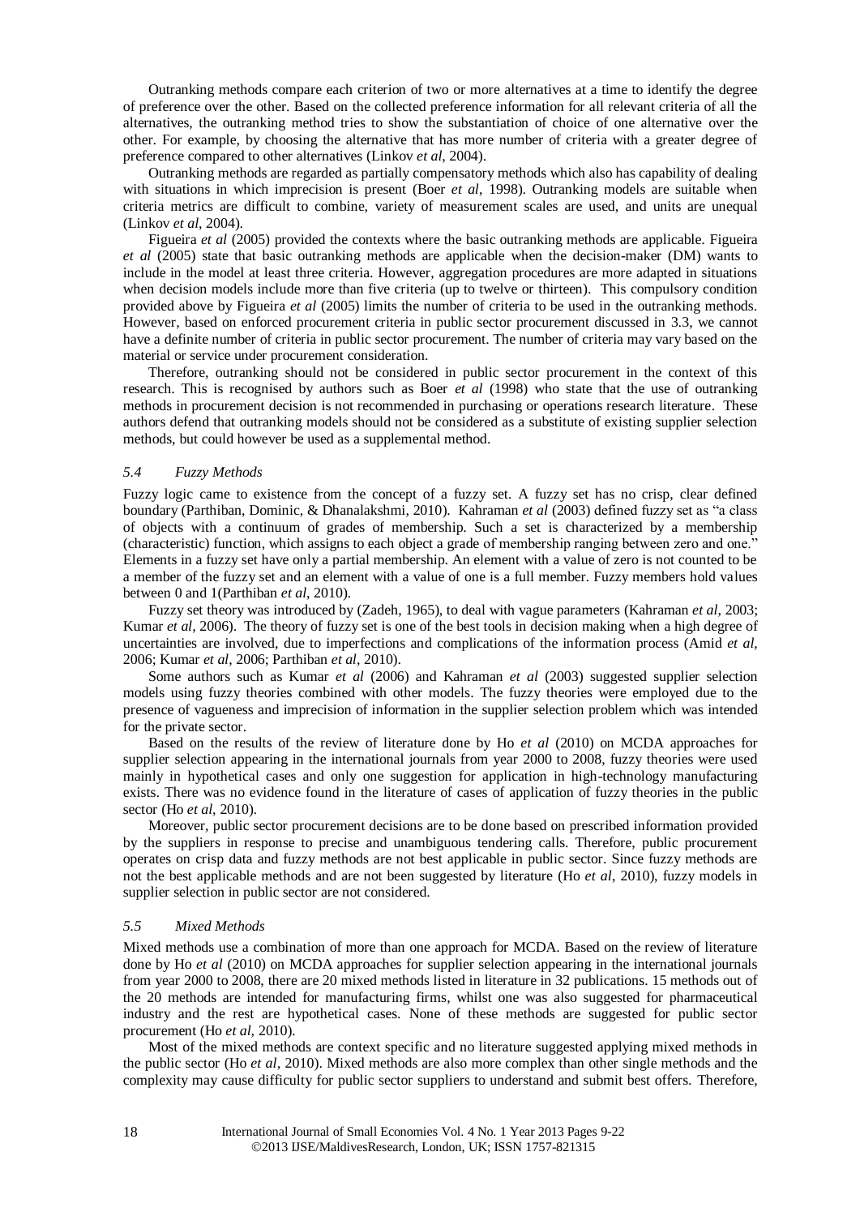Outranking methods compare each criterion of two or more alternatives at a time to identify the degree of preference over the other. Based on the collected preference information for all relevant criteria of all the alternatives, the outranking method tries to show the substantiation of choice of one alternative over the other. For example, by choosing the alternative that has more number of criteria with a greater degree of preference compared to other alternatives (Linkov *et al*, 2004).

Outranking methods are regarded as partially compensatory methods which also has capability of dealing with situations in which imprecision is present (Boer *et al*, 1998). Outranking models are suitable when criteria metrics are difficult to combine, variety of measurement scales are used, and units are unequal (Linkov *et al*, 2004).

Figueira *et al* (2005) provided the contexts where the basic outranking methods are applicable. Figueira *et al* (2005) state that basic outranking methods are applicable when the decision-maker (DM) wants to include in the model at least three criteria. However, aggregation procedures are more adapted in situations when decision models include more than five criteria (up to twelve or thirteen). This compulsory condition provided above by Figueira *et al* (2005) limits the number of criteria to be used in the outranking methods. However, based on enforced procurement criteria in public sector procurement discussed in 3.3, we cannot have a definite number of criteria in public sector procurement. The number of criteria may vary based on the material or service under procurement consideration.

Therefore, outranking should not be considered in public sector procurement in the context of this research. This is recognised by authors such as Boer *et al* (1998) who state that the use of outranking methods in procurement decision is not recommended in purchasing or operations research literature. These authors defend that outranking models should not be considered as a substitute of existing supplier selection methods, but could however be used as a supplemental method.

### *5.4 Fuzzy Methods*

Fuzzy logic came to existence from the concept of a fuzzy set. A fuzzy set has no crisp, clear defined boundary (Parthiban, Dominic, & Dhanalakshmi, 2010). Kahraman *et al* (2003) defined fuzzy set as "a class of objects with a continuum of grades of membership. Such a set is characterized by a membership (characteristic) function, which assigns to each object a grade of membership ranging between zero and one." Elements in a fuzzy set have only a partial membership. An element with a value of zero is not counted to be a member of the fuzzy set and an element with a value of one is a full member. Fuzzy members hold values between 0 and 1(Parthiban *et al*, 2010).

Fuzzy set theory was introduced by (Zadeh, 1965), to deal with vague parameters (Kahraman *et al*, 2003; Kumar *et al*, 2006). The theory of fuzzy set is one of the best tools in decision making when a high degree of uncertainties are involved, due to imperfections and complications of the information process (Amid *et al*, 2006; Kumar *et al*, 2006; Parthiban *et al*, 2010).

Some authors such as Kumar *et al* (2006) and Kahraman *et al* (2003) suggested supplier selection models using fuzzy theories combined with other models. The fuzzy theories were employed due to the presence of vagueness and imprecision of information in the supplier selection problem which was intended for the private sector.

Based on the results of the review of literature done by Ho *et al* (2010) on MCDA approaches for supplier selection appearing in the international journals from year 2000 to 2008, fuzzy theories were used mainly in hypothetical cases and only one suggestion for application in high-technology manufacturing exists. There was no evidence found in the literature of cases of application of fuzzy theories in the public sector (Ho *et al*, 2010).

Moreover, public sector procurement decisions are to be done based on prescribed information provided by the suppliers in response to precise and unambiguous tendering calls. Therefore, public procurement operates on crisp data and fuzzy methods are not best applicable in public sector. Since fuzzy methods are not the best applicable methods and are not been suggested by literature (Ho *et al*, 2010), fuzzy models in supplier selection in public sector are not considered.

### *5.5 Mixed Methods*

Mixed methods use a combination of more than one approach for MCDA. Based on the review of literature done by Ho *et al* (2010) on MCDA approaches for supplier selection appearing in the international journals from year 2000 to 2008, there are 20 mixed methods listed in literature in 32 publications. 15 methods out of the 20 methods are intended for manufacturing firms, whilst one was also suggested for pharmaceutical industry and the rest are hypothetical cases. None of these methods are suggested for public sector procurement (Ho *et al*, 2010).

Most of the mixed methods are context specific and no literature suggested applying mixed methods in the public sector (Ho *et al*, 2010). Mixed methods are also more complex than other single methods and the complexity may cause difficulty for public sector suppliers to understand and submit best offers. Therefore,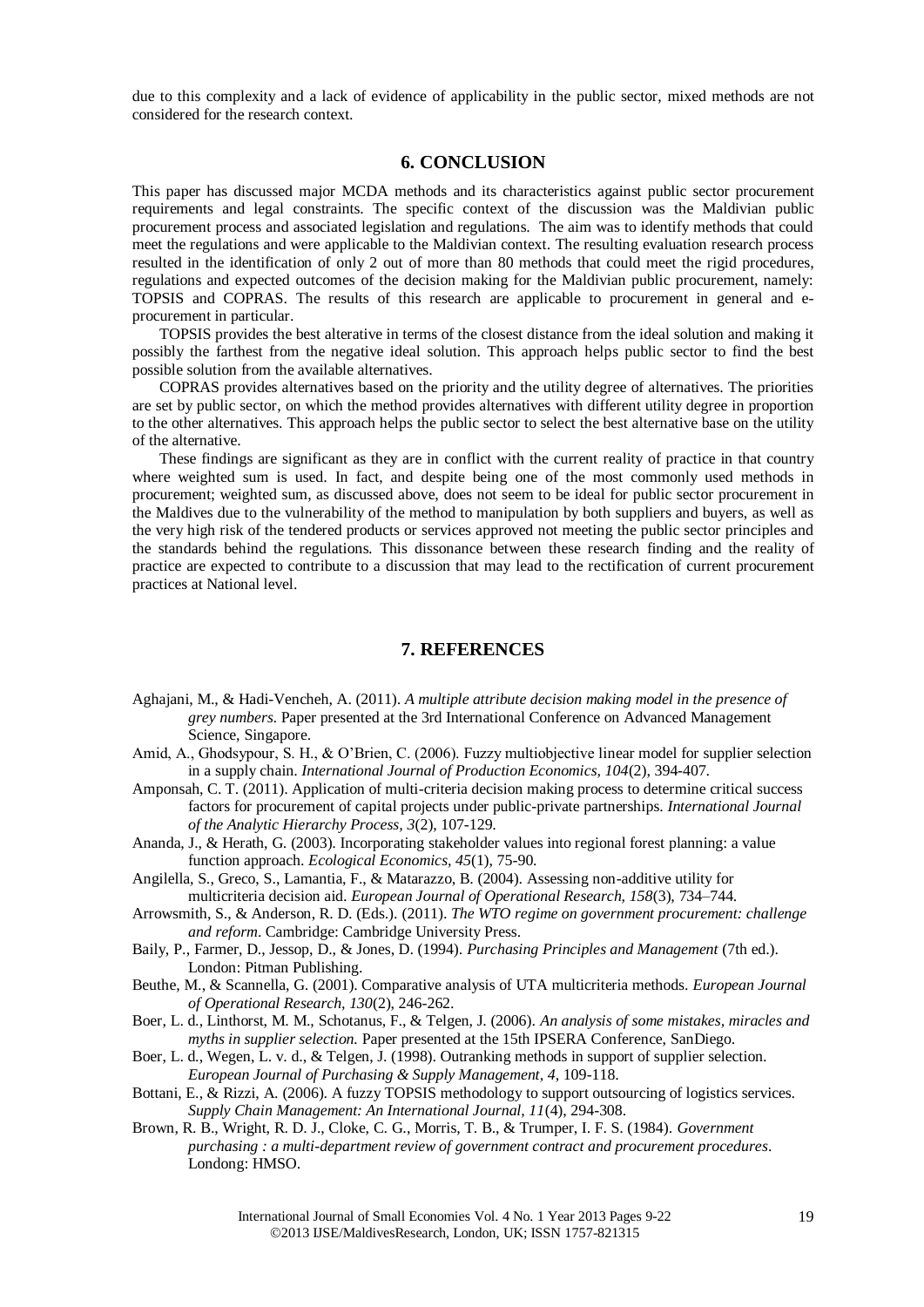due to this complexity and a lack of evidence of applicability in the public sector, mixed methods are not considered for the research context.

## 6. CONCLUSION

This paper has discussed major MCDA methods and its characteristics against public sector procurement requirements and legal constraints. The specific context of the discussion was the Maldivian public procurement process and associated legislation and regulations. The aim was to identify methods that could meet the regulations and were applicable to the Maldivian context. The resulting evaluation research process resulted in the identification of only 2 out of more than 80 methods that could meet the rigid procedures, regulations and expected outcomes of the decision making for the Maldivian public procurement, namely: TOPSIS and COPRAS. The results of this research are applicable to procurement in general and e-procurement in particular.

TOPSIS provides the best alterative in terms of the closest distance from the ideal solution and making it possibly the farthest from the negative ideal solution. This approach helps public sector to find the best possible solution from the available alternatives.

COPRAS provides alternatives based on the priority and the utility degree of alternatives. The priorities are set by public sector, on which the method provides alternatives with different utility degree in proportion to the other alternatives. This approach helps the public sector to select the best alternative base on the utility of the alternative.

These findings are significant as they are in conflict with the current reality of practice in that country where weighted sum is used. In fact, and despite being one of the most commonly used methods in procurement; weighted sum, as discussed above, does not seem to be ideal for public sector procurement in the Maldives due to the vulnerability of the method to manipulation by both suppliers and buyers, as well as the very high risk of the tendered products or services approved not meeting the public sector principles and the standards behind the regulations. This dissonance between these research finding and the reality of practice are expected to contribute to a discussion that may lead to the rectification of current procurement practices at National level.

## 7. REFERENCES

Aghajani, M., & Hadi-Vencheh, A. (2011). *A multiple attribute decision making model in the presence of grey numbers.* Paper presented at the 3rd International Conference on Advanced Management Science, Singapore.

Amid, A., Ghodsypour, S. H., & O'Brien, C. (2006). Fuzzy multiobjective linear model for supplier selection in a supply chain. *International Journal of Production Economics, 104*(2), 394-407.

Amponsah, C. T. (2011). Application of multi-criteria decision making process to determine critical success factors for procurement of capital projects under public-private partnerships. *International Journal of the Analytic Hierarchy Process, 3*(2), 107-129.

Ananda, J., & Herath, G. (2003). Incorporating stakeholder values into regional forest planning: a value function approach. *Ecological Economics, 45*(1), 75-90.

Angilella, S., Greco, S., Lamantia, F., & Matarazzo, B. (2004). Assessing non-additive utility for multicriteria decision aid. *European Journal of Operational Research, 158*(3), 734–744.

Arrowsmith, S., & Anderson, R. D. (Eds.). (2011). *The WTO regime on government procurement: challenge and reform*. Cambridge: Cambridge University Press.

Baily, P., Farmer, D., Jessop, D., & Jones, D. (1994). *Purchasing Principles and Management* (7th ed.). London: Pitman Publishing.

Beuthe, M., & Scannella, G. (2001). Comparative analysis of UTA multicriteria methods. *European Journal of Operational Research, 130*(2), 246-262.

Boer, L. d., Linthorst, M. M., Schotanus, F., & Telgen, J. (2006). *An analysis of some mistakes, miracles and myths in supplier selection.* Paper presented at the 15th IPSERA Conference, SanDiego.

Boer, L. d., Wegen, L. v. d., & Telgen, J. (1998). Outranking methods in support of supplier selection. *European Journal of Purchasing & Supply Management, 4*, 109-118.

Bottani, E., & Rizzi, A. (2006). A fuzzy TOPSIS methodology to support outsourcing of logistics services. *Supply Chain Management: An International Journal, 11*(4), 294-308.

Brown, R. B., Wright, R. D. J., Cloke, C. G., Morris, T. B., & Trumper, I. F. S. (1984). *Government purchasing : a multi-department review of government contract and procurement procedures*. Londong: HMSO.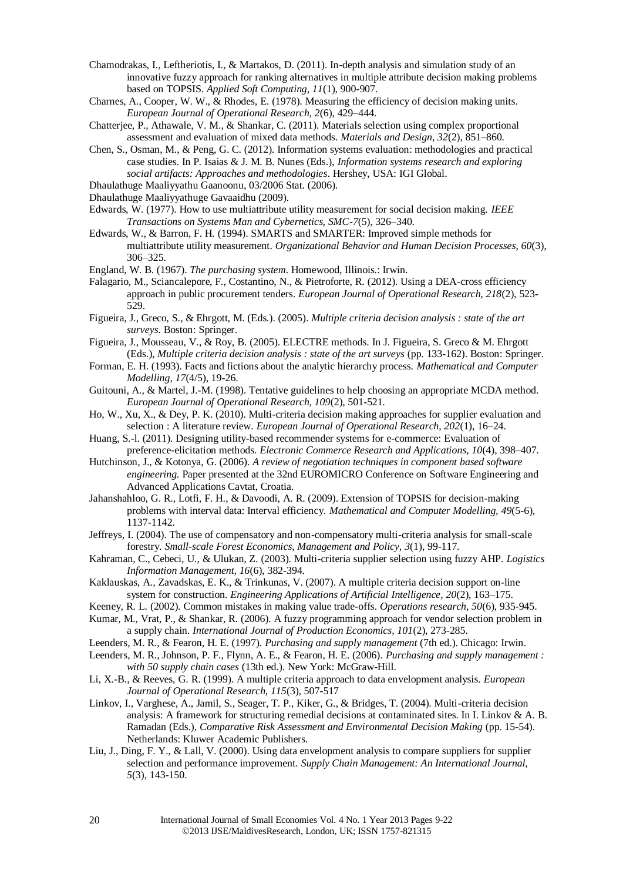Chamodrakas, I., Leftheriotis, I., & Martakos, D. (2011). In-depth analysis and simulation study of an innovative fuzzy approach for ranking alternatives in multiple attribute decision making problems based on TOPSIS. *Applied Soft Computing, 11*(1), 900-907.

Charnes, A., Cooper, W. W., & Rhodes, E. (1978). Measuring the efficiency of decision making units. *European Journal of Operational Research, 2*(6), 429–444.

Chatterjee, P., Athawale, V. M., & Shankar, C. (2011). Materials selection using complex proportional assessment and evaluation of mixed data methods. *Materials and Design, 32*(2), 851–860.

Chen, S., Osman, M., & Peng, G. C. (2012). Information systems evaluation: methodologies and practical case studies. In P. Isaias & J. M. B. Nunes (Eds.), *Information systems research and exploring social artifacts: Approaches and methodologies*. Hershey, USA: IGI Global.

Dhaulathuge Maaliyyathu Gaanoonu, 03/2006 Stat. (2006).

Dhaulathuge Maaliyyathuge Gavaaidhu (2009).

Edwards, W. (1977). How to use multiattribute utility measurement for social decision making. *IEEE Transactions on Systems Man and Cybernetics, SMC-7*(5), 326–340.

Edwards, W., & Barron, F. H. (1994). SMARTS and SMARTER: Improved simple methods for multiattribute utility measurement. *Organizational Behavior and Human Decision Processes, 60*(3), 306–325.

England, W. B. (1967). *The purchasing system*. Homewood, Illinois.: Irwin.

Falagario, M., Sciancalepore, F., Costantino, N., & Pietroforte, R. (2012). Using a DEA-cross efficiency approach in public procurement tenders. *European Journal of Operational Research, 218*(2), 523-529.

Figueira, J., Greco, S., & Ehrgott, M. (Eds.). (2005). *Multiple criteria decision analysis : state of the art surveys*. Boston: Springer.

Figueira, J., Mousseau, V., & Roy, B. (2005). ELECTRE methods. In J. Figueira, S. Greco & M. Ehrgott (Eds.), *Multiple criteria decision analysis : state of the art surveys* (pp. 133-162). Boston: Springer.

Forman, E. H. (1993). Facts and fictions about the analytic hierarchy process. *Mathematical and Computer Modelling, 17*(4/5), 19-26.

Guitouni, A., & Martel, J.-M. (1998). Tentative guidelines to help choosing an appropriate MCDA method. *European Journal of Operational Research, 109*(2), 501-521.

Ho, W., Xu, X., & Dey, P. K. (2010). Multi-criteria decision making approaches for supplier evaluation and selection : A literature review. *European Journal of Operational Research, 202*(1), 16–24.

Huang, S.-l. (2011). Designing utility-based recommender systems for e-commerce: Evaluation of preference-elicitation methods. *Electronic Commerce Research and Applications, 10*(4), 398–407.

Hutchinson, J., & Kotonya, G. (2006). *A review of negotiation techniques in component based software engineering.* Paper presented at the 32nd EUROMICRO Conference on Software Engineering and Advanced Applications Cavtat, Croatia.

Jahanshahloo, G. R., Lotfi, F. H., & Davoodi, A. R. (2009). Extension of TOPSIS for decision-making problems with interval data: Interval efficiency. *Mathematical and Computer Modelling, 49*(5-6), 1137-1142.

Jeffreys, I. (2004). The use of compensatory and non-compensatory multi-criteria analysis for small-scale forestry. *Small-scale Forest Economics, Management and Policy, 3*(1), 99-117.

Kahraman, C., Cebeci, U., & Ulukan, Z. (2003). Multi-criteria supplier selection using fuzzy AHP. *Logistics Information Management, 16*(6), 382-394.

Kaklauskas, A., Zavadskas, E. K., & Trinkunas, V. (2007). A multiple criteria decision support on-line system for construction. *Engineering Applications of Artificial Intelligence, 20*(2), 163–175.

Keeney, R. L. (2002). Common mistakes in making value trade-offs. *Operations research, 50*(6), 935-945.

Kumar, M., Vrat, P., & Shankar, R. (2006). A fuzzy programming approach for vendor selection problem in a supply chain. *International Journal of Production Economics, 101*(2), 273-285.

Leenders, M. R., & Fearon, H. E. (1997). *Purchasing and supply management* (7th ed.). Chicago: Irwin.

Leenders, M. R., Johnson, P. F., Flynn, A. E., & Fearon, H. E. (2006). *Purchasing and supply management : with 50 supply chain cases* (13th ed.). New York: McGraw-Hill.

Li, X.-B., & Reeves, G. R. (1999). A multiple criteria approach to data envelopment analysis. *European Journal of Operational Research, 115*(3), 507-517

Linkov, I., Varghese, A., Jamil, S., Seager, T. P., Kiker, G., & Bridges, T. (2004). Multi-criteria decision analysis: A framework for structuring remedial decisions at contaminated sites. In I. Linkov & A. B. Ramadan (Eds.), *Comparative Risk Assessment and Environmental Decision Making* (pp. 15-54). Netherlands: Kluwer Academic Publishers.

Liu, J., Ding, F. Y., & Lall, V. (2000). Using data envelopment analysis to compare suppliers for supplier selection and performance improvement. *Supply Chain Management: An International Journal, 5*(3), 143-150.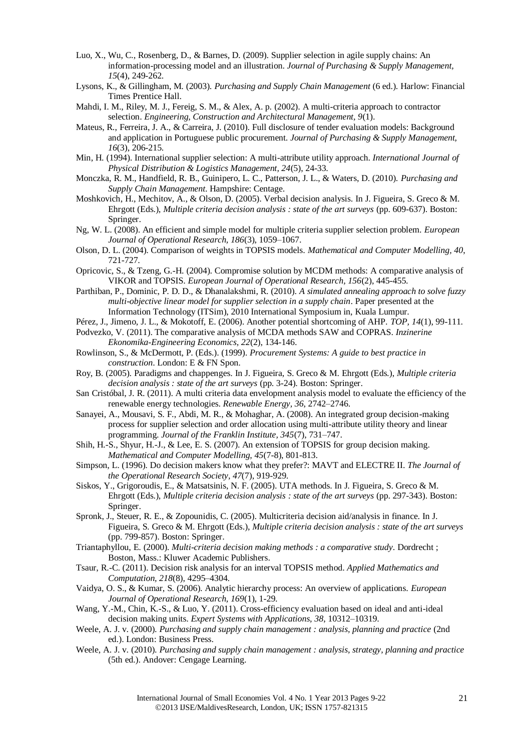Luo, X., Wu, C., Rosenberg, D., & Barnes, D. (2009). Supplier selection in agile supply chains: An information-processing model and an illustration. *Journal of Purchasing & Supply Management, 15*(4), 249-262.

Lysons, K., & Gillingham, M. (2003). *Purchasing and Supply Chain Management* (6 ed.). Harlow: Financial Times Prentice Hall.

Mahdi, I. M., Riley, M. J., Fereig, S. M., & Alex, A. p. (2002). A multi-criteria approach to contractor selection. *Engineering, Construction and Architectural Management, 9*(1).

Mateus, R., Ferreira, J. A., & Carreira, J. (2010). Full disclosure of tender evaluation models: Background and application in Portuguese public procurement. *Journal of Purchasing & Supply Management, 16*(3), 206-215.

Min, H. (1994). International supplier selection: A multi-attribute utility approach. *International Journal of Physical Distribution & Logistics Management, 24*(5), 24-33.

Monczka, R. M., Handfield, R. B., Guinipero, L. C., Patterson, J. L., & Waters, D. (2010). *Purchasing and Supply Chain Management*. Hampshire: Centage.

Moshkovich, H., Mechitov, A., & Olson, D. (2005). Verbal decision analysis. In J. Figueira, S. Greco & M. Ehrgott (Eds.), *Multiple criteria decision analysis : state of the art surveys* (pp. 609-637). Boston: Springer.

Ng, W. L. (2008). An efficient and simple model for multiple criteria supplier selection problem. *European Journal of Operational Research, 186*(3), 1059–1067.

Olson, D. L. (2004). Comparison of weights in TOPSIS models. *Mathematical and Computer Modelling, 40*, 721-727.

Opricovic, S., & Tzeng, G.-H. (2004). Compromise solution by MCDM methods: A comparative analysis of VIKOR and TOPSIS. *European Journal of Operational Research, 156*(2), 445-455.

Parthiban, P., Dominic, P. D. D., & Dhanalakshmi, R. (2010). *A simulated annealing approach to solve fuzzy multi-objective linear model for supplier selection in a supply chain*. Paper presented at the Information Technology (ITSim), 2010 International Symposium in, Kuala Lumpur.

Pérez, J., Jimeno, J. L., & Mokotoff, E. (2006). Another potential shortcoming of AHP. *TOP, 14*(1), 99-111.

Podvezko, V. (2011). The comparative analysis of MCDA methods SAW and COPRAS. *Inzinerine Ekonomika-Engineering Economics, 22*(2), 134-146.

Rowlinson, S., & McDermott, P. (Eds.). (1999). *Procurement Systems: A guide to best practice in construction*. London: E & FN Spon.

Roy, B. (2005). Paradigms and chappenges. In J. Figueira, S. Greco & M. Ehrgott (Eds.), *Multiple criteria decision analysis : state of the art surveys* (pp. 3-24). Boston: Springer.

San Cristóbal, J. R. (2011). A multi criteria data envelopment analysis model to evaluate the efficiency of the renewable energy technologies. *Renewable Energy, 36*, 2742–2746.

Sanayei, A., Mousavi, S. F., Abdi, M. R., & Mohaghar, A. (2008). An integrated group decision-making process for supplier selection and order allocation using multi-attribute utility theory and linear programming. *Journal of the Franklin Institute, 345*(7), 731–747.

Shih, H.-S., Shyur, H.-J., & Lee, E. S. (2007). An extension of TOPSIS for group decision making. *Mathematical and Computer Modelling, 45*(7-8), 801-813.

Simpson, L. (1996). Do decision makers know what they prefer?: MAVT and ELECTRE II. *The Journal of the Operational Research Society, 47*(7), 919-929.

Siskos, Y., Grigoroudis, E., & Matsatsinis, N. F. (2005). UTA methods. In J. Figueira, S. Greco & M. Ehrgott (Eds.), *Multiple criteria decision analysis : state of the art surveys* (pp. 297-343). Boston: Springer.

Spronk, J., Steuer, R. E., & Zopounidis, C. (2005). Multicriteria decision aid/analysis in finance. In J. Figueira, S. Greco & M. Ehrgott (Eds.), *Multiple criteria decision analysis : state of the art surveys* (pp. 799-857). Boston: Springer.

Triantaphyllou, E. (2000). *Multi-criteria decision making methods : a comparative study*. Dordrecht ; Boston, Mass.: Kluwer Academic Publishers.

Tsaur, R.-C. (2011). Decision risk analysis for an interval TOPSIS method. *Applied Mathematics and Computation, 218*(8), 4295–4304.

Vaidya, O. S., & Kumar, S. (2006). Analytic hierarchy process: An overview of applications. *European Journal of Operational Research, 169*(1), 1-29.

Wang, Y.-M., Chin, K.-S., & Luo, Y. (2011). Cross-efficiency evaluation based on ideal and anti-ideal decision making units. *Expert Systems with Applications, 38*, 10312–10319.

Weele, A. J. v. (2000). *Purchasing and supply chain management : analysis, planning and practice* (2nd ed.). London: Business Press.

Weele, A. J. v. (2010). *Purchasing and supply chain management : analysis, strategy, planning and practice* (5th ed.). Andover: Cengage Learning.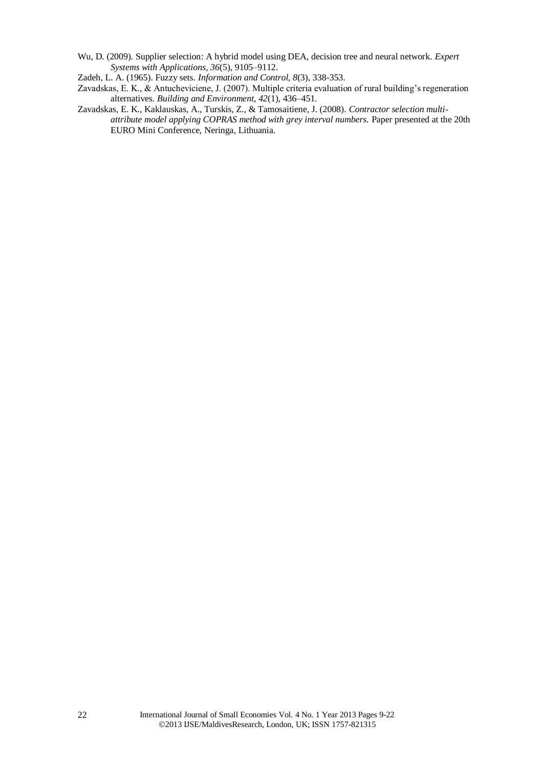Wu, D. (2009). Supplier selection: A hybrid model using DEA, decision tree and neural network. *Expert Systems with Applications, 36*(5), 9105–9112.

Zadeh, L. A. (1965). Fuzzy sets. *Information and Control, 8*(3), 338-353.

Zavadskas, E. K., & Antucheviciene, J. (2007). Multiple criteria evaluation of rural building's regeneration alternatives. *Building and Environment, 42*(1), 436–451.

Zavadskas, E. K., Kaklauskas, A., Turskis, Z., & Tamosaitiene, J. (2008). *Contractor selection multi-attribute model applying COPRAS method with grey interval numbers.* Paper presented at the 20th EURO Mini Conference, Neringa, Lithuania.